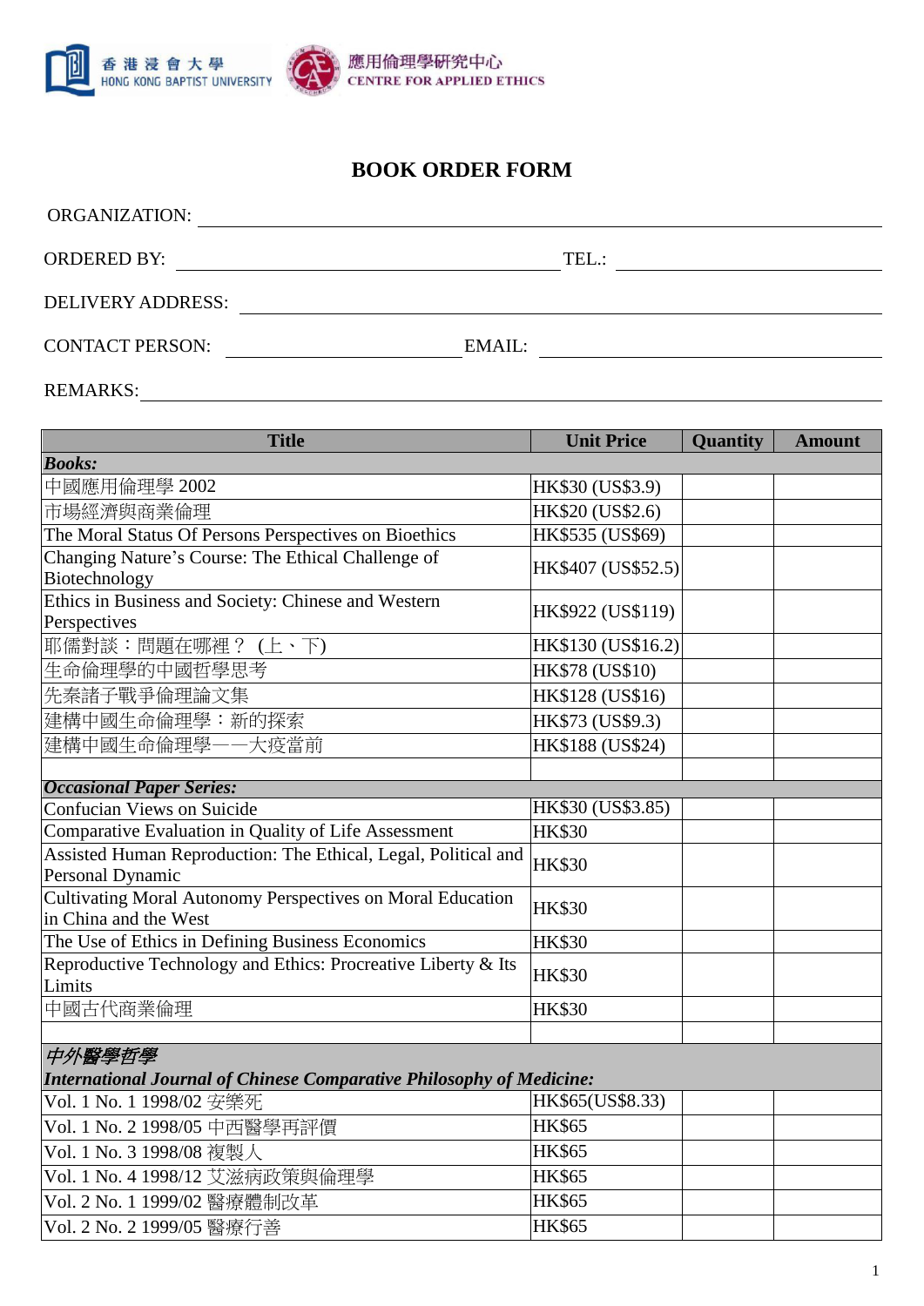香港浸會大學 HONG KONG BAPTIST UNIVERSITY　應用倫理學研究中心 CENTRE FOR APPLIED ETHICS

# BOOK ORDER FORM

ORGANIZATION: ____________________

ORDERED BY: ____________________ TEL.: ____________________

DELIVERY ADDRESS: ____________________

CONTACT PERSON: ____________________ EMAIL: ____________________

REMARKS: ____________________

| Title | Unit Price | Quantity | Amount |
|---|---|---|---|
| ***Books:*** | | | |
| 中國應用倫理學 2002 | HK$30 (US$3.9) | | |
| 市場經濟與商業倫理 | HK$20 (US$2.6) | | |
| The Moral Status Of Persons Perspectives on Bioethics | HK$535 (US$69) | | |
| Changing Nature's Course: The Ethical Challenge of Biotechnology | HK$407 (US$52.5) | | |
| Ethics in Business and Society: Chinese and Western Perspectives | HK$922 (US$119) | | |
| 耶儒對談：問題在哪裡？ (上、下) | HK$130 (US$16.2) | | |
| 生命倫理學的中國哲學思考 | HK$78 (US$10) | | |
| 先秦諸子戰爭倫理論文集 | HK$128 (US$16) | | |
| 建構中國生命倫理學：新的探索 | HK$73 (US$9.3) | | |
| 建構中國生命倫理學——大疫當前 | HK$188 (US$24) | | |
| | | | |
| ***Occasional Paper Series:*** | | | |
| Confucian Views on Suicide | HK$30 (US$3.85) | | |
| Comparative Evaluation in Quality of Life Assessment | HK$30 | | |
| Assisted Human Reproduction: The Ethical, Legal, Political and Personal Dynamic | HK$30 | | |
| Cultivating Moral Autonomy Perspectives on Moral Education in China and the West | HK$30 | | |
| The Use of Ethics in Defining Business Economics | HK$30 | | |
| Reproductive Technology and Ethics: Procreative Liberty & Its Limits | HK$30 | | |
| 中國古代商業倫理 | HK$30 | | |
| | | | |
| ***中外醫學哲學 International Journal of Chinese Comparative Philosophy of Medicine:*** | | | |
| Vol. 1 No. 1 1998/02 安樂死 | HK$65(US$8.33) | | |
| Vol. 1 No. 2 1998/05 中西醫學再評價 | HK$65 | | |
| Vol. 1 No. 3 1998/08 複製人 | HK$65 | | |
| Vol. 1 No. 4 1998/12 艾滋病政策與倫理學 | HK$65 | | |
| Vol. 2 No. 1 1999/02 醫療體制改革 | HK$65 | | |
| Vol. 2 No. 2 1999/05 醫療行善 | HK$65 | | |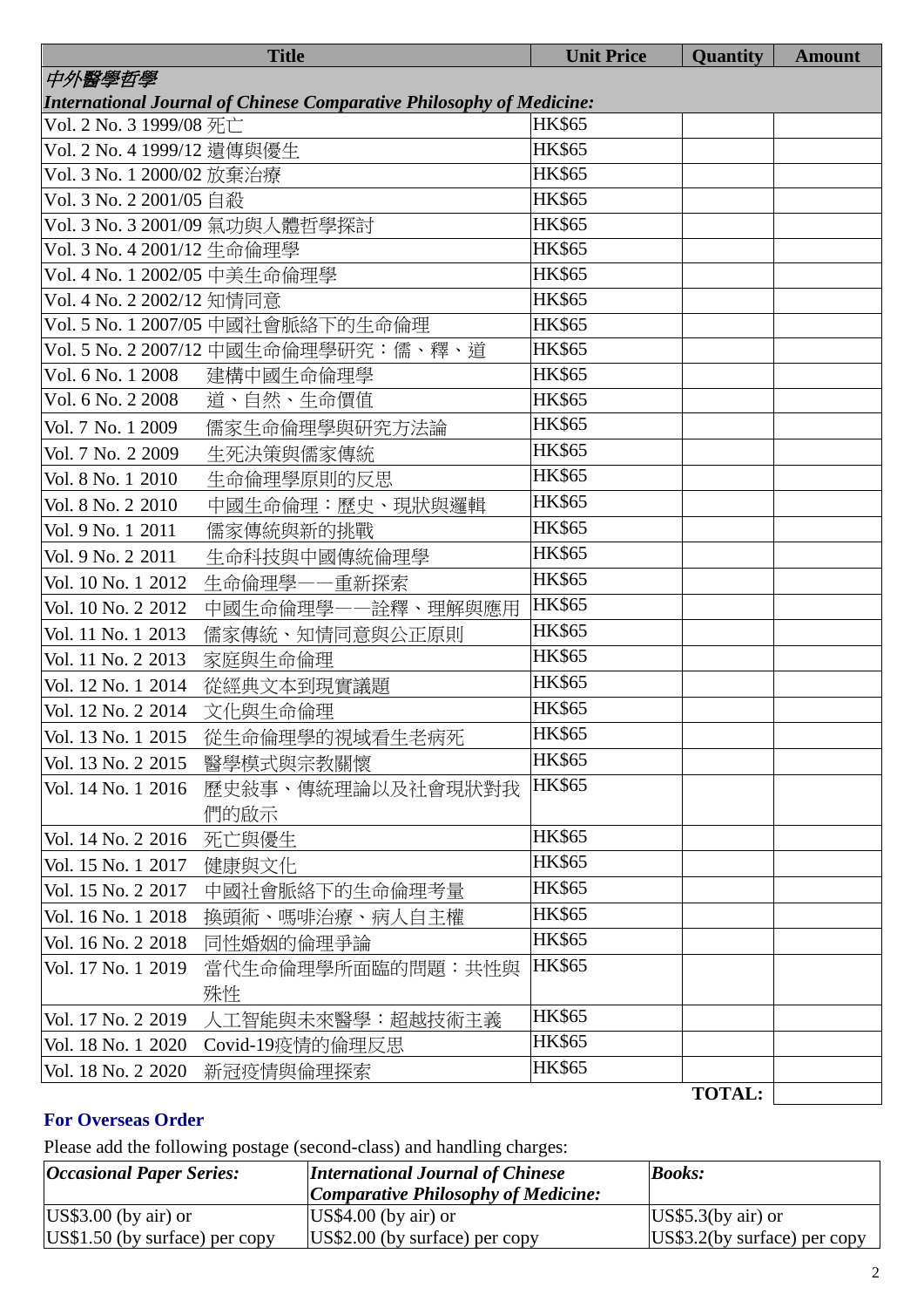| Title | Unit Price | Quantity | Amount |
|---|---|---|---|
| ***中外醫學哲學*** | | | |
| ***International Journal of Chinese Comparative Philosophy of Medicine:*** | | | |
| Vol. 2 No. 3 1999/08 死亡 | HK$65 | | |
| Vol. 2 No. 4 1999/12 遺傳與優生 | HK$65 | | |
| Vol. 3 No. 1 2000/02 放棄治療 | HK$65 | | |
| Vol. 3 No. 2 2001/05 自殺 | HK$65 | | |
| Vol. 3 No. 3 2001/09 氣功與人體哲學探討 | HK$65 | | |
| Vol. 3 No. 4 2001/12 生命倫理學 | HK$65 | | |
| Vol. 4 No. 1 2002/05 中美生命倫理學 | HK$65 | | |
| Vol. 4 No. 2 2002/12 知情同意 | HK$65 | | |
| Vol. 5 No. 1 2007/05 中國社會脈絡下的生命倫理 | HK$65 | | |
| Vol. 5 No. 2 2007/12 中國生命倫理學研究：儒、釋、道 | HK$65 | | |
| Vol. 6 No. 1 2008 建構中國生命倫理學 | HK$65 | | |
| Vol. 6 No. 2 2008 道、自然、生命價值 | HK$65 | | |
| Vol. 7 No. 1 2009 儒家生命倫理學與研究方法論 | HK$65 | | |
| Vol. 7 No. 2 2009 生死決策與儒家傳統 | HK$65 | | |
| Vol. 8 No. 1 2010 生命倫理學原則的反思 | HK$65 | | |
| Vol. 8 No. 2 2010 中國生命倫理：歷史、現狀與邏輯 | HK$65 | | |
| Vol. 9 No. 1 2011 儒家傳統與新的挑戰 | HK$65 | | |
| Vol. 9 No. 2 2011 生命科技與中國傳統倫理學 | HK$65 | | |
| Vol. 10 No. 1 2012 生命倫理學——重新探索 | HK$65 | | |
| Vol. 10 No. 2 2012 中國生命倫理學——詮釋、理解與應用 | HK$65 | | |
| Vol. 11 No. 1 2013 儒家傳統、知情同意與公正原則 | HK$65 | | |
| Vol. 11 No. 2 2013 家庭與生命倫理 | HK$65 | | |
| Vol. 12 No. 1 2014 從經典文本到現實議題 | HK$65 | | |
| Vol. 12 No. 2 2014 文化與生命倫理 | HK$65 | | |
| Vol. 13 No. 1 2015 從生命倫理學的視域看生老病死 | HK$65 | | |
| Vol. 13 No. 2 2015 醫學模式與宗教關懷 | HK$65 | | |
| Vol. 14 No. 1 2016 歷史敘事、傳統理論以及社會現狀對我們的啟示 | HK$65 | | |
| Vol. 14 No. 2 2016 死亡與優生 | HK$65 | | |
| Vol. 15 No. 1 2017 健康與文化 | HK$65 | | |
| Vol. 15 No. 2 2017 中國社會脈絡下的生命倫理考量 | HK$65 | | |
| Vol. 16 No. 1 2018 換頭術、嗎啡治療、病人自主權 | HK$65 | | |
| Vol. 16 No. 2 2018 同性婚姻的倫理爭論 | HK$65 | | |
| Vol. 17 No. 1 2019 當代生命倫理學所面臨的問題：共性與殊性 | HK$65 | | |
| Vol. 17 No. 2 2019 人工智能與未來醫學：超越技術主義 | HK$65 | | |
| Vol. 18 No. 1 2020 Covid-19疫情的倫理反思 | HK$65 | | |
| Vol. 18 No. 2 2020 新冠疫情與倫理探索 | HK$65 | | |
| | | **TOTAL:** | |

### For Overseas Order

Please add the following postage (second-class) and handling charges:

| *Occasional Paper Series:* | *International Journal of Chinese Comparative Philosophy of Medicine:* | *Books:* |
|---|---|---|
| US$3.00 (by air) or US$1.50 (by surface) per copy | US$4.00 (by air) or US$2.00 (by surface) per copy | US$5.3(by air) or US$3.2(by surface) per copy |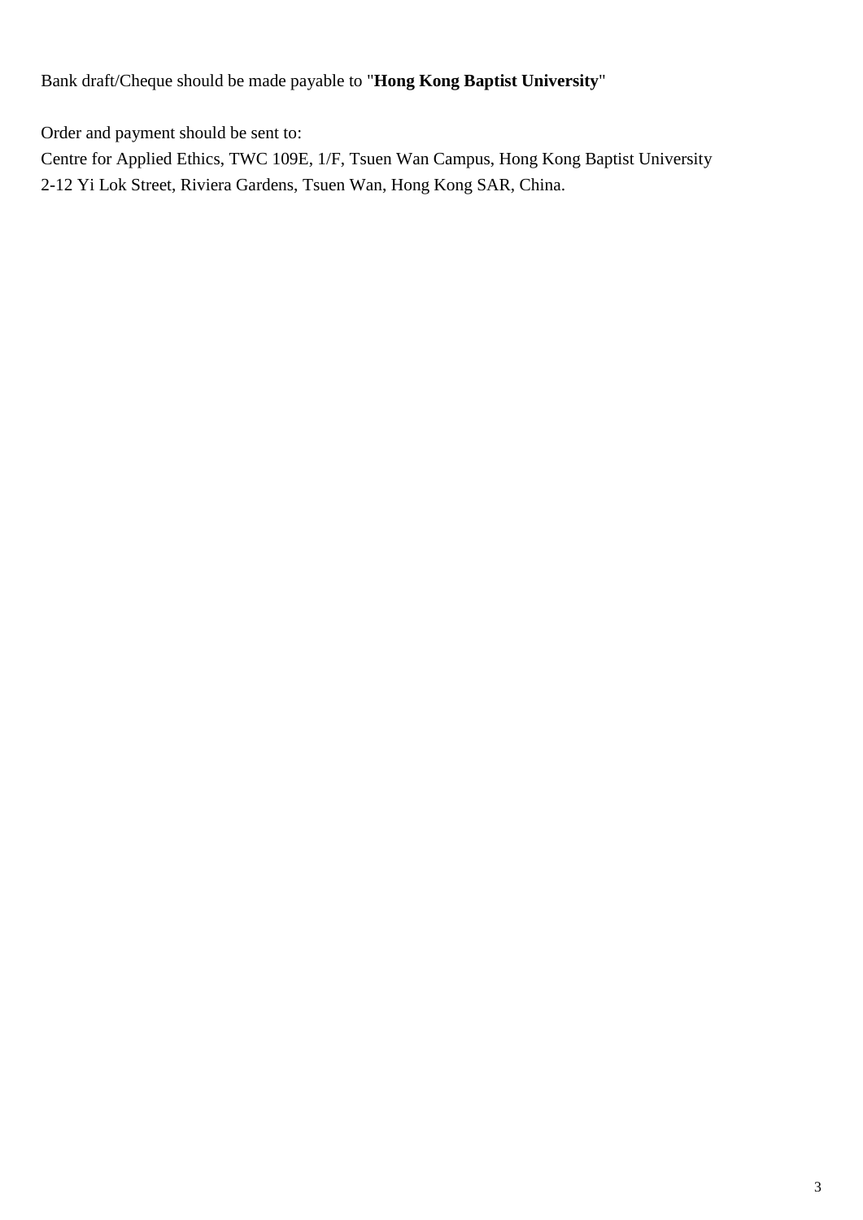Bank draft/Cheque should be made payable to "**Hong Kong Baptist University**"

Order and payment should be sent to:
Centre for Applied Ethics, TWC 109E, 1/F, Tsuen Wan Campus, Hong Kong Baptist University
2-12 Yi Lok Street, Riviera Gardens, Tsuen Wan, Hong Kong SAR, China.